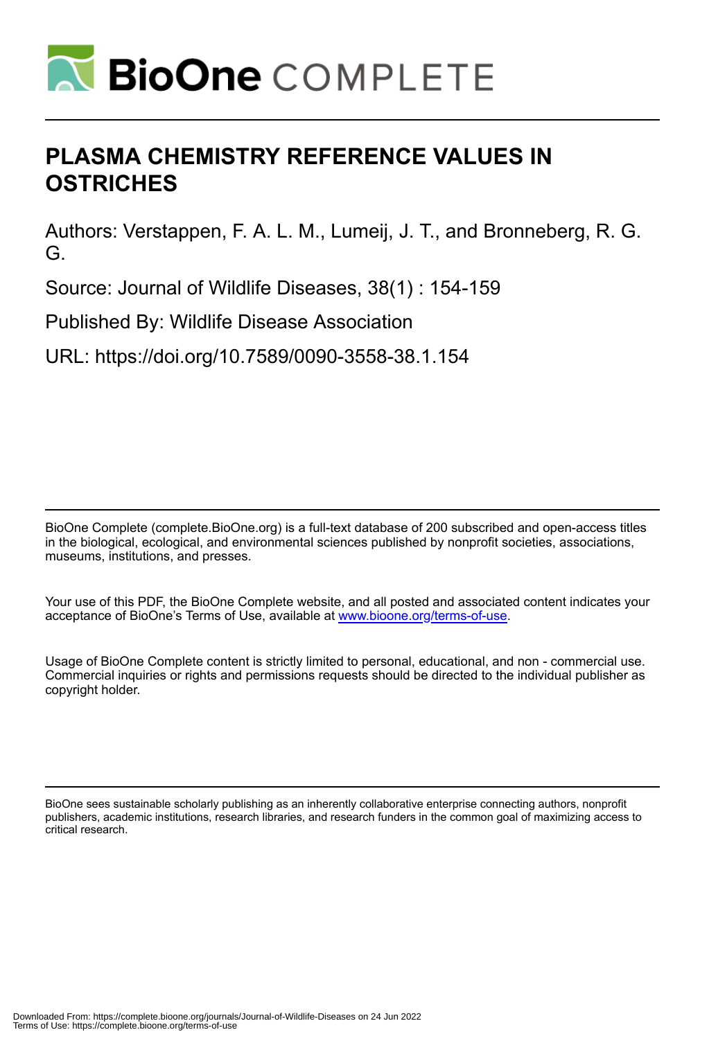# PLASMA CHEMISTRY REFERENCE VALUES IN OSTRICHES

Authors: Verstappen, F. A. L. M., Lumeij, J. T., and Bronneberg, R. G. G.

Source: Journal of Wildlife Diseases, 38(1) : 154-159

Published By: Wildlife Disease Association

URL: https://doi.org/10.7589/0090-3558-38.1.154

BioOne Complete (complete.BioOne.org) is a full-text database of 200 subscribed and open-access titles in the biological, ecological, and environmental sciences published by nonprofit societies, associations, museums, institutions, and presses.

Your use of this PDF, the BioOne Complete website, and all posted and associated content indicates your acceptance of BioOne's Terms of Use, available at www.bioone.org/terms-of-use.

Usage of BioOne Complete content is strictly limited to personal, educational, and non - commercial use. Commercial inquiries or rights and permissions requests should be directed to the individual publisher as copyright holder.

BioOne sees sustainable scholarly publishing as an inherently collaborative enterprise connecting authors, nonprofit publishers, academic institutions, research libraries, and research funders in the common goal of maximizing access to critical research.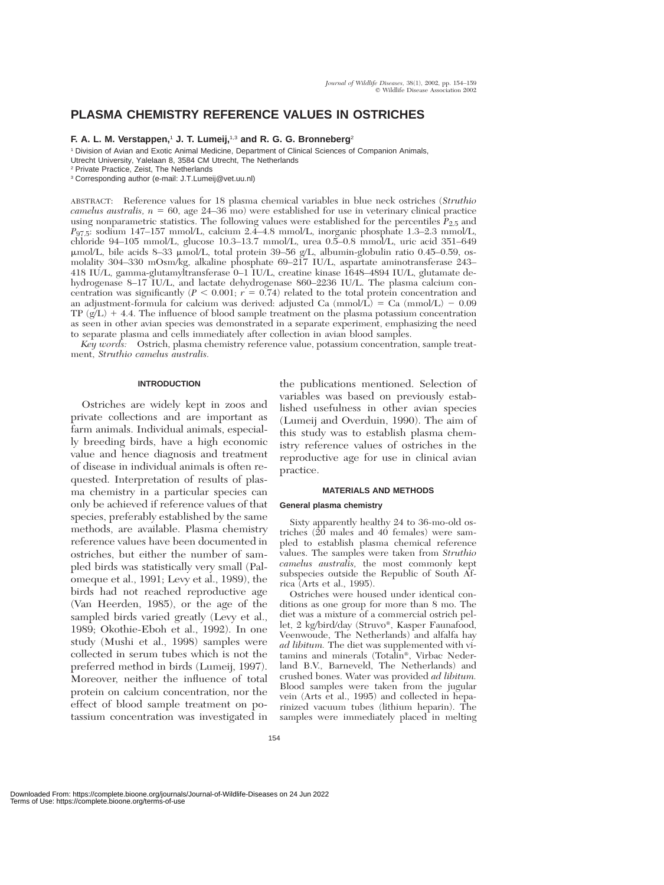# PLASMA CHEMISTRY REFERENCE VALUES IN OSTRICHES

**F. A. L. M. Verstappen,**[1] **J. T. Lumeij,**[1,3] **and R. G. G. Bronneberg**[2]

[1] Division of Avian and Exotic Animal Medicine, Department of Clinical Sciences of Companion Animals, Utrecht University, Yalelaan 8, 3584 CM Utrecht, The Netherlands

[2] Private Practice, Zeist, The Netherlands

[3] Corresponding author (e-mail: J.T.Lumeij@vet.uu.nl)

ABSTRACT: Reference values for 18 plasma chemical variables in blue neck ostriches (*Struthio camelus australis*, $n = 60$, age 24–36 mo) were established for use in veterinary clinical practice using nonparametric statistics. The following values were established for the percentiles $P_{2.5}$ and $P_{97.5}$: sodium 147–157 mmol/L, calcium 2.4–4.8 mmol/L, inorganic phosphate 1.3–2.3 mmol/L, chloride 94–105 mmol/L, glucose 10.3–13.7 mmol/L, urea 0.5–0.8 mmol/L, uric acid 351–649 μmol/L, bile acids 8–33 μmol/L, total protein 39–56 g/L, albumin-globulin ratio 0.45–0.59, osmolality 304–330 mOsm/kg, alkaline phosphate 69–217 IU/L, aspartate aminotransferase 243–418 IU/L, gamma-glutamyltransferase 0–1 IU/L, creatine kinase 1648–4894 IU/L, glutamate dehydrogenase 8–17 IU/L, and lactate dehydrogenase 860–2236 IU/L. The plasma calcium concentration was significantly ($P < 0.001$; $r = 0.74$) related to the total protein concentration and an adjustment-formula for calcium was derived: adjusted Ca (mmol/L) = Ca (mmol/L) − 0.09 TP (g/L) + 4.4. The influence of blood sample treatment on the plasma potassium concentration as seen in other avian species was demonstrated in a separate experiment, emphasizing the need to separate plasma and cells immediately after collection in avian blood samples.

*Key words:* Ostrich, plasma chemistry reference value, potassium concentration, sample treatment, *Struthio camelus australis.*

## INTRODUCTION

Ostriches are widely kept in zoos and private collections and are important as farm animals. Individual animals, especially breeding birds, have a high economic value and hence diagnosis and treatment of disease in individual animals is often requested. Interpretation of results of plasma chemistry in a particular species can only be achieved if reference values of that species, preferably established by the same methods, are available. Plasma chemistry reference values have been documented in ostriches, but either the number of sampled birds was statistically very small (Palomeque et al., 1991; Levy et al., 1989), the birds had not reached reproductive age (Van Heerden, 1985), or the age of the sampled birds varied greatly (Levy et al., 1989; Okothie-Eboh et al., 1992). In one study (Mushi et al., 1998) samples were collected in serum tubes which is not the preferred method in birds (Lumeij, 1997). Moreover, neither the influence of total protein on calcium concentration, nor the effect of blood sample treatment on potassium concentration was investigated in the publications mentioned. Selection of variables was based on previously established usefulness in other avian species (Lumeij and Overduin, 1990). The aim of this study was to establish plasma chemistry reference values of ostriches in the reproductive age for use in clinical avian practice.

## MATERIALS AND METHODS

### General plasma chemistry

Sixty apparently healthy 24 to 36-mo-old ostriches (20 males and 40 females) were sampled to establish plasma chemical reference values. The samples were taken from *Struthio camelus australis*, the most commonly kept subspecies outside the Republic of South Africa (Arts et al., 1995).

Ostriches were housed under identical conditions as one group for more than 8 mo. The diet was a mixture of a commercial ostrich pellet, 2 kg/bird/day (Struvo®, Kasper Faunafood, Veenwoude, The Netherlands) and alfalfa hay *ad libitum.* The diet was supplemented with vitamins and minerals (Totalin®, Virbac Nederland B.V., Barneveld, The Netherlands) and crushed bones. Water was provided *ad libitum.* Blood samples were taken from the jugular vein (Arts et al., 1995) and collected in heparinized vacuum tubes (lithium heparin). The samples were immediately placed in melting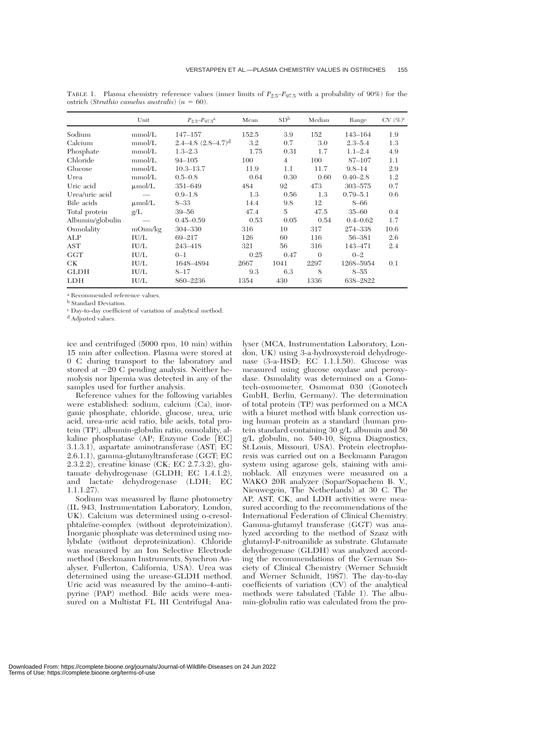TABLE 1. Plasma chemistry reference values (inner limits of $P_{2.5}$–$P_{97.5}$ with a probability of 90%) for the ostrich (*Struthio camelus australis*) ($n$ = 60).

| | Unit | $P_{2.5}$–$P_{97.5}$[a] | Mean | SD[b] | Median | Range | CV (%)[c] |
|---|---|---|---|---|---|---|---|
| Sodium | mmol/L | 147–157 | 152.5 | 3.9 | 152 | 143–164 | 1.9 |
| Calcium | mmol/L | 2.4–4.8 (2.8–4.7)[d] | 3.2 | 0.7 | 3.0 | 2.3–5.4 | 1.3 |
| Phosphate | mmol/L | 1.3–2.3 | 1.75 | 0.31 | 1.7 | 1.1–2.4 | 4.9 |
| Chloride | mmol/L | 94–105 | 100 | 4 | 100 | 87–107 | 1.1 |
| Glucose | mmol/L | 10.3–13.7 | 11.9 | 1.1 | 11.7 | 9.8–14 | 2.9 |
| Urea | mmol/L | 0.5–0.8 | 0.64 | 0.30 | 0.60 | 0.40–2.8 | 1.2 |
| Uric acid | μmol/L | 351–649 | 484 | 92 | 473 | 303–575 | 0.7 |
| Urea/uric acid | — | 0.9–1.8 | 1.3 | 0.56 | 1.3 | 0.79–5.1 | 0.6 |
| Bile acids | μmol/L | 8–33 | 14.4 | 9.8 | 12 | 8–66 | |
| Total protein | g/L | 39–56 | 47.4 | 5 | 47.5 | 35–60 | 0.4 |
| Albumin/globulin | — | 0.45–0.59 | 0.53 | 0.05 | 0.54 | 0.4–0.62 | 1.7 |
| Osmolality | mOsm/kg | 304–330 | 316 | 10 | 317 | 274–338 | 10.6 |
| ALP | IU/L | 69–217 | 126 | 60 | 116 | 56–381 | 2.6 |
| AST | IU/L | 243–418 | 321 | 56 | 316 | 143–471 | 2.4 |
| GGT | IU/L | 0–1 | 0.25 | 0.47 | 0 | 0–2 | |
| CK | IU/L | 1648–4894 | 2667 | 1041 | 2297 | 1268–5954 | 0.1 |
| GLDH | IU/L | 8–17 | 9.3 | 6.3 | 8 | 8–55 | |
| LDH | IU/L | 860–2236 | 1354 | 430 | 1336 | 638–2822 | |

[a] Recommended reference values.
[b] Standard Deviation.
[c] Day-to-day coefficient of variation of analytical method.
[d] Adjusted values.

ice and centrifuged (5000 rpm, 10 min) within 15 min after collection. Plasma were stored at 0 C during transport to the laboratory and stored at −20 C pending analysis. Neither hemolysis nor lipemia was detected in any of the samples used for further analysis.

Reference values for the following variables were established: sodium, calcium (Ca), inorganic phosphate, chloride, glucose, urea, uric acid, urea-uric acid ratio, bile acids, total protein (TP), albumin-globulin ratio, osmolality, alkaline phosphatase (AP; Enzyme Code [EC] 3.1.3.1), aspartate aminotransferase (AST; EC 2.6.1.1), gamma-glutamyltransferase (GGT; EC 2.3.2.2), creatine kinase (CK; EC 2.7.3.2), glutamate dehydrogenase (GLDH; EC 1.4.1.2), and lactate dehydrogenase (LDH; EC 1.1.1.27).

Sodium was measured by flame photometry (IL 943, Instrumentation Laboratory, London, UK). Calcium was determined using o-cresolphtaleïne-complex (without deproteinization). Inorganic phosphate was determined using molybdate (without deproteinization). Chloride was measured by an Ion Selective Electrode method (Beckmann Instruments, Synchron Analyser, Fullerton, California, USA). Urea was determined using the urease-GLDH method. Uric acid was measured by the amino-4-antipyrine (PAP) method. Bile acids were measured on a Multistat FL III Centrifugal Analyser (MCA, Instrumentation Laboratory, London, UK) using 3-a-hydroxysteroid dehydrogenase (3-a-HSD; EC 1.1.1.50). Glucose was measured using glucose oxydase and peroxydase. Osmolality was determined on a Gonotech-osmometer, Osmomat 030 (Gonotech GmbH, Berlin, Germany). The determination of total protein (TP) was performed on a MCA with a biuret method with blank correction using human protein as a standard (human protein standard containing 30 g/L albumin and 50 g/L globulin, no. 540-10, Sigma Diagnostics, St.Louis, Missouri, USA). Protein electrophoresis was carried out on a Beckmann Paragon system using agarose gels, staining with amino­black. All enzymes were measured on a WAKO 20R analyzer (Sopar/Sopachem B. V., Nieuwegein, The Netherlands) at 30 C. The AP, AST, CK, and LDH activities were measured according to the recommendations of the International Federation of Clinical Chemistry. Gamma-glutamyl transferase (GGT) was analyzed according to the method of Szasz with glutamyl-P-nitroanilide as substrate. Glutamate dehydrogenase (GLDH) was analyzed according the recommendations of the German Society of Clinical Chemistry (Werner Schmidt and Werner Schmidt, 1987). The day-to-day coefficients of variation (CV) of the analytical methods were tabulated (Table 1). The albumin-globulin ratio was calculated from the pro-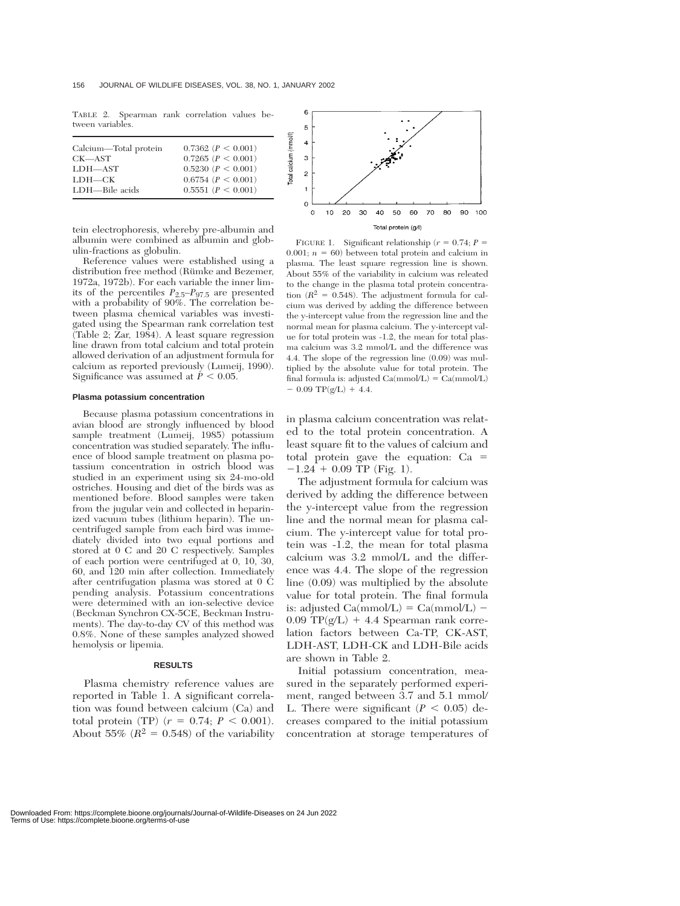TABLE 2. Spearman rank correlation values between variables.

| | |
|---|---|
| Calcium—Total protein | 0.7362 ($P < 0.001$) |
| CK—AST | 0.7265 ($P < 0.001$) |
| LDH—AST | 0.5230 ($P < 0.001$) |
| LDH—CK | 0.6754 ($P < 0.001$) |
| LDH—Bile acids | 0.5551 ($P < 0.001$) |

tein electrophoresis, whereby pre-albumin and albumin were combined as albumin and globulin-fractions as globulin.

Reference values were established using a distribution free method (Rümke and Bezemer, 1972a, 1972b). For each variable the inner limits of the percentiles $P_{2.5}$–$P_{97.5}$ are presented with a probability of 90%. The correlation between plasma chemical variables was investigated using the Spearman rank correlation test (Table 2; Zar, 1984). A least square regression line drawn from total calcium and total protein allowed derivation of an adjustment formula for calcium as reported previously (Lumeij, 1990). Significance was assumed at $P < 0.05$.

#### Plasma potassium concentration

Because plasma potassium concentrations in avian blood are strongly influenced by blood sample treatment (Lumeij, 1985) potassium concentration was studied separately. The influence of blood sample treatment on plasma potassium concentration in ostrich blood was studied in an experiment using six 24-mo-old ostriches. Housing and diet of the birds was as mentioned before. Blood samples were taken from the jugular vein and collected in heparinized vacuum tubes (lithium heparin). The uncentrifuged sample from each bird was immediately divided into two equal portions and stored at 0 C and 20 C respectively. Samples of each portion were centrifuged at 0, 10, 30, 60, and 120 min after collection. Immediately after centrifugation plasma was stored at 0 C pending analysis. Potassium concentrations were determined with an ion-selective device (Beckman Synchron CX-5CE, Beckman Instruments). The day-to-day CV of this method was 0.8%. None of these samples analyzed showed hemolysis or lipemia.

## RESULTS

Plasma chemistry reference values are reported in Table 1. A significant correlation was found between calcium (Ca) and total protein (TP) ($r = 0.74$; $P < 0.001$). About 55% ($R^2 = 0.548$) of the variability

FIGURE 1. Significant relationship ($r = 0.74$; $P = 0.001$; $n = 60$) between total protein and calcium in plasma. The least square regression line is shown. About 55% of the variability in calcium was releated to the change in the plasma total protein concentration ($R^2 = 0.548$). The adjustment formula for calcium was derived by adding the difference between the y-intercept value from the regression line and the normal mean for plasma calcium. The y-intercept value for total protein was -1.2, the mean for total plasma calcium was 3.2 mmol/L and the difference was 4.4. The slope of the regression line (0.09) was multiplied by the absolute value for total protein. The final formula is: adjusted Ca(mmol/L) = Ca(mmol/L) − 0.09 TP(g/L) + 4.4.

in plasma calcium concentration was related to the total protein concentration. A least square fit to the values of calcium and total protein gave the equation: $Ca = -1.24 + 0.09\ TP$ (Fig. 1).

The adjustment formula for calcium was derived by adding the difference between the y-intercept value from the regression line and the normal mean for plasma calcium. The y-intercept value for total protein was -1.2, the mean for total plasma calcium was 3.2 mmol/L and the difference was 4.4. The slope of the regression line (0.09) was multiplied by the absolute value for total protein. The final formula is: adjusted Ca(mmol/L) = Ca(mmol/L) − 0.09 TP(g/L) + 4.4 Spearman rank correlation factors between Ca-TP, CK-AST, LDH-AST, LDH-CK and LDH-Bile acids are shown in Table 2.

Initial potassium concentration, measured in the separately performed experiment, ranged between 3.7 and 5.1 mmol/L. There were significant ($P < 0.05$) decreases compared to the initial potassium concentration at storage temperatures of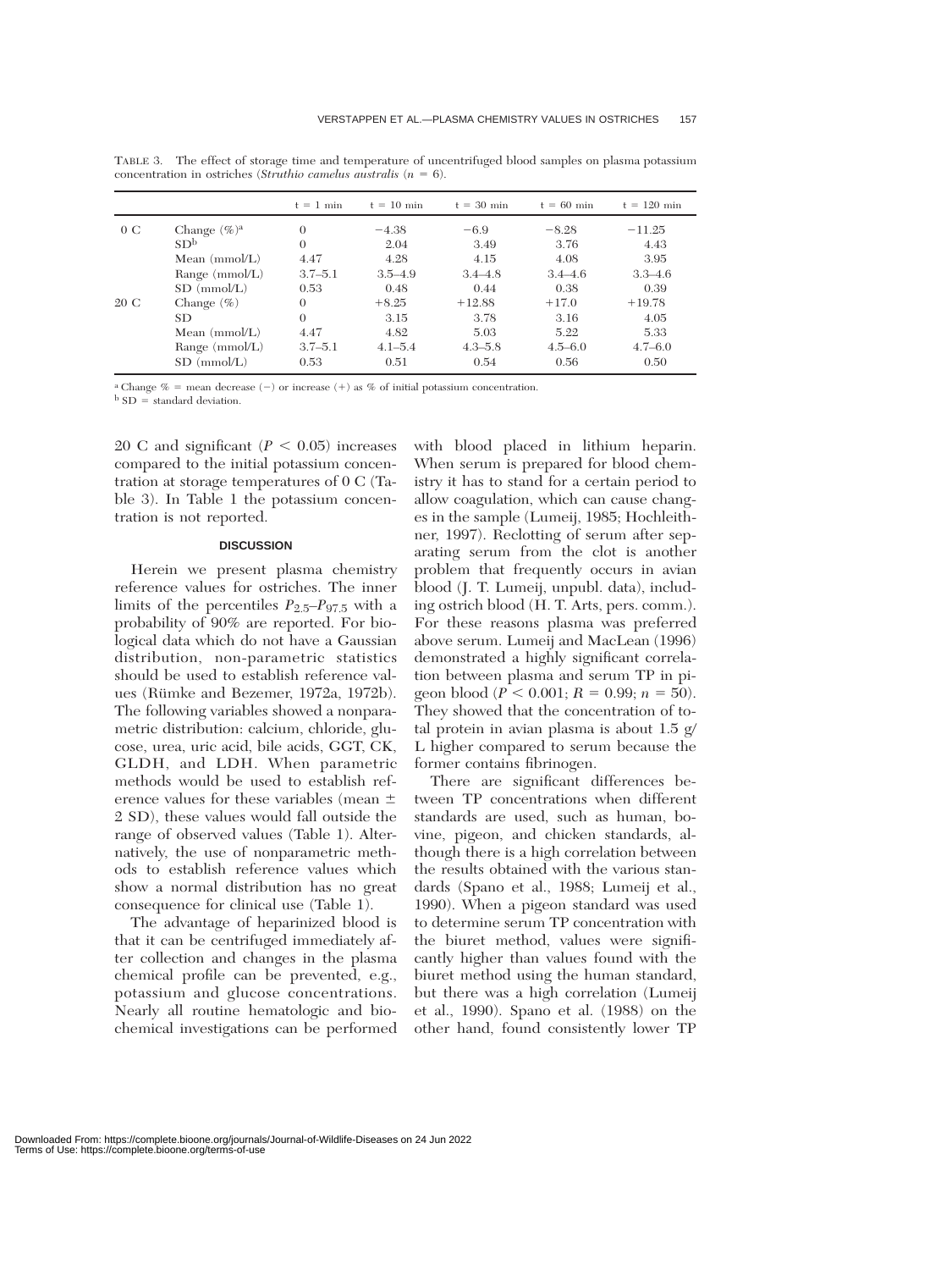TABLE 3. The effect of storage time and temperature of uncentrifuged blood samples on plasma potassium concentration in ostriches (*Struthio camelus australis* ($n = 6$).

| | | t = 1 min | t = 10 min | t = 30 min | t = 60 min | t = 120 min |
|---|---|---|---|---|---|---|
| 0 C | Change (%)[a] | 0 | −4.38 | −6.9 | −8.28 | −11.25 |
| | SD[b] | 0 | 2.04 | 3.49 | 3.76 | 4.43 |
| | Mean (mmol/L) | 4.47 | 4.28 | 4.15 | 4.08 | 3.95 |
| | Range (mmol/L) | 3.7–5.1 | 3.5–4.9 | 3.4–4.8 | 3.4–4.6 | 3.3–4.6 |
| | SD (mmol/L) | 0.53 | 0.48 | 0.44 | 0.38 | 0.39 |
| 20 C | Change (%) | 0 | +8.25 | +12.88 | +17.0 | +19.78 |
| | SD | 0 | 3.15 | 3.78 | 3.16 | 4.05 |
| | Mean (mmol/L) | 4.47 | 4.82 | 5.03 | 5.22 | 5.33 |
| | Range (mmol/L) | 3.7–5.1 | 4.1–5.4 | 4.3–5.8 | 4.5–6.0 | 4.7–6.0 |
| | SD (mmol/L) | 0.53 | 0.51 | 0.54 | 0.56 | 0.50 |

[a] Change % = mean decrease (−) or increase (+) as % of initial potassium concentration.

[b] SD = standard deviation.

20 C and significant ($P < 0.05$) increases compared to the initial potassium concentration at storage temperatures of 0 C (Table 3). In Table 1 the potassium concentration is not reported.

## DISCUSSION

Herein we present plasma chemistry reference values for ostriches. The inner limits of the percentiles $P_{2.5}$–$P_{97.5}$ with a probability of 90% are reported. For biological data which do not have a Gaussian distribution, non-parametric statistics should be used to establish reference values (Rümke and Bezemer, 1972a, 1972b). The following variables showed a nonparametric distribution: calcium, chloride, glucose, urea, uric acid, bile acids, GGT, CK, GLDH, and LDH. When parametric methods would be used to establish reference values for these variables (mean ± 2 SD), these values would fall outside the range of observed values (Table 1). Alternatively, the use of nonparametric methods to establish reference values which show a normal distribution has no great consequence for clinical use (Table 1).

The advantage of heparinized blood is that it can be centrifuged immediately after collection and changes in the plasma chemical profile can be prevented, e.g., potassium and glucose concentrations. Nearly all routine hematologic and biochemical investigations can be performed with blood placed in lithium heparin. When serum is prepared for blood chemistry it has to stand for a certain period to allow coagulation, which can cause changes in the sample (Lumeij, 1985; Hochleithner, 1997). Reclotting of serum after separating serum from the clot is another problem that frequently occurs in avian blood (J. T. Lumeij, unpubl. data), including ostrich blood (H. T. Arts, pers. comm.). For these reasons plasma was preferred above serum. Lumeij and MacLean (1996) demonstrated a highly significant correlation between plasma and serum TP in pigeon blood ($P < 0.001$; $R = 0.99$; $n = 50$). They showed that the concentration of total protein in avian plasma is about 1.5 g/L higher compared to serum because the former contains fibrinogen.

There are significant differences between TP concentrations when different standards are used, such as human, bovine, pigeon, and chicken standards, although there is a high correlation between the results obtained with the various standards (Spano et al., 1988; Lumeij et al., 1990). When a pigeon standard was used to determine serum TP concentration with the biuret method, values were significantly higher than values found with the biuret method using the human standard, but there was a high correlation (Lumeij et al., 1990). Spano et al. (1988) on the other hand, found consistently lower TP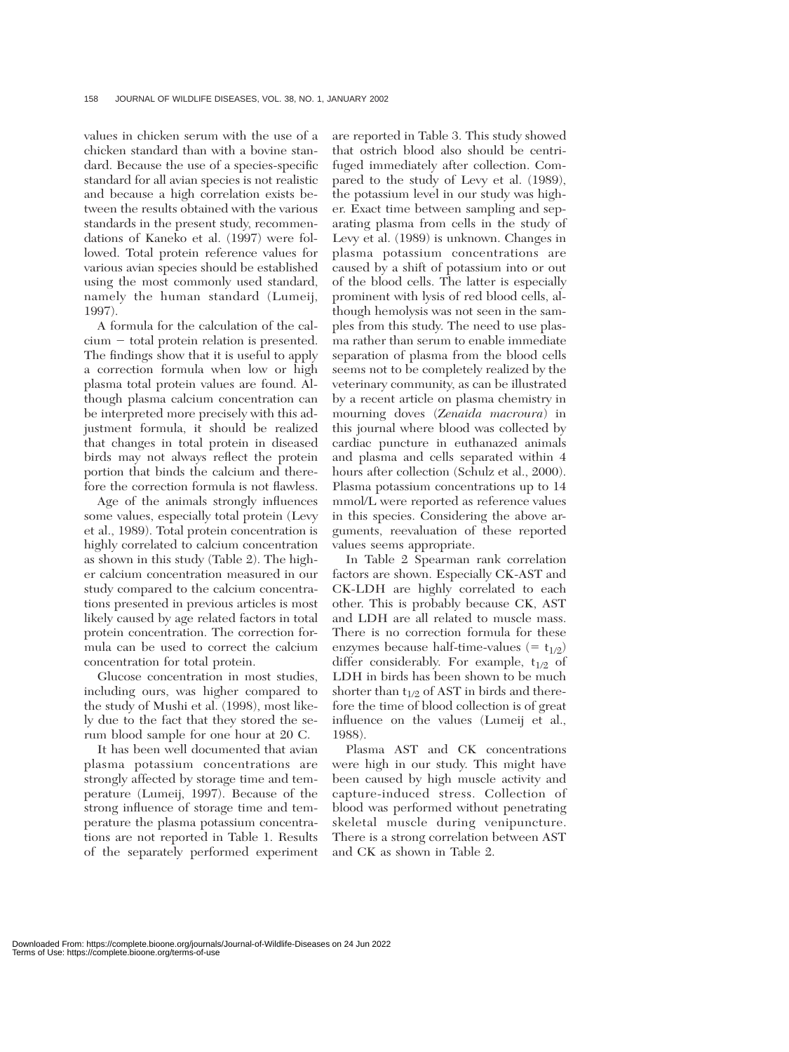values in chicken serum with the use of a chicken standard than with a bovine standard. Because the use of a species-specific standard for all avian species is not realistic and because a high correlation exists between the results obtained with the various standards in the present study, recommendations of Kaneko et al. (1997) were followed. Total protein reference values for various avian species should be established using the most commonly used standard, namely the human standard (Lumeij, 1997).

A formula for the calculation of the calcium − total protein relation is presented. The findings show that it is useful to apply a correction formula when low or high plasma total protein values are found. Although plasma calcium concentration can be interpreted more precisely with this adjustment formula, it should be realized that changes in total protein in diseased birds may not always reflect the protein portion that binds the calcium and therefore the correction formula is not flawless.

Age of the animals strongly influences some values, especially total protein (Levy et al., 1989). Total protein concentration is highly correlated to calcium concentration as shown in this study (Table 2). The higher calcium concentration measured in our study compared to the calcium concentrations presented in previous articles is most likely caused by age related factors in total protein concentration. The correction formula can be used to correct the calcium concentration for total protein.

Glucose concentration in most studies, including ours, was higher compared to the study of Mushi et al. (1998), most likely due to the fact that they stored the serum blood sample for one hour at 20 C.

It has been well documented that avian plasma potassium concentrations are strongly affected by storage time and temperature (Lumeij, 1997). Because of the strong influence of storage time and temperature the plasma potassium concentrations are not reported in Table 1. Results of the separately performed experiment are reported in Table 3. This study showed that ostrich blood also should be centrifuged immediately after collection. Compared to the study of Levy et al. (1989), the potassium level in our study was higher. Exact time between sampling and separating plasma from cells in the study of Levy et al. (1989) is unknown. Changes in plasma potassium concentrations are caused by a shift of potassium into or out of the blood cells. The latter is especially prominent with lysis of red blood cells, although hemolysis was not seen in the samples from this study. The need to use plasma rather than serum to enable immediate separation of plasma from the blood cells seems not to be completely realized by the veterinary community, as can be illustrated by a recent article on plasma chemistry in mourning doves (*Zenaida macroura*) in this journal where blood was collected by cardiac puncture in euthanazed animals and plasma and cells separated within 4 hours after collection (Schulz et al., 2000). Plasma potassium concentrations up to 14 mmol/L were reported as reference values in this species. Considering the above arguments, reevaluation of these reported values seems appropriate.

In Table 2 Spearman rank correlation factors are shown. Especially CK-AST and CK-LDH are highly correlated to each other. This is probably because CK, AST and LDH are all related to muscle mass. There is no correction formula for these enzymes because half-time-values (= $t_{1/2}$) differ considerably. For example, $t_{1/2}$ of LDH in birds has been shown to be much shorter than $t_{1/2}$ of AST in birds and therefore the time of blood collection is of great influence on the values (Lumeij et al., 1988).

Plasma AST and CK concentrations were high in our study. This might have been caused by high muscle activity and capture-induced stress. Collection of blood was performed without penetrating skeletal muscle during venipuncture. There is a strong correlation between AST and CK as shown in Table 2.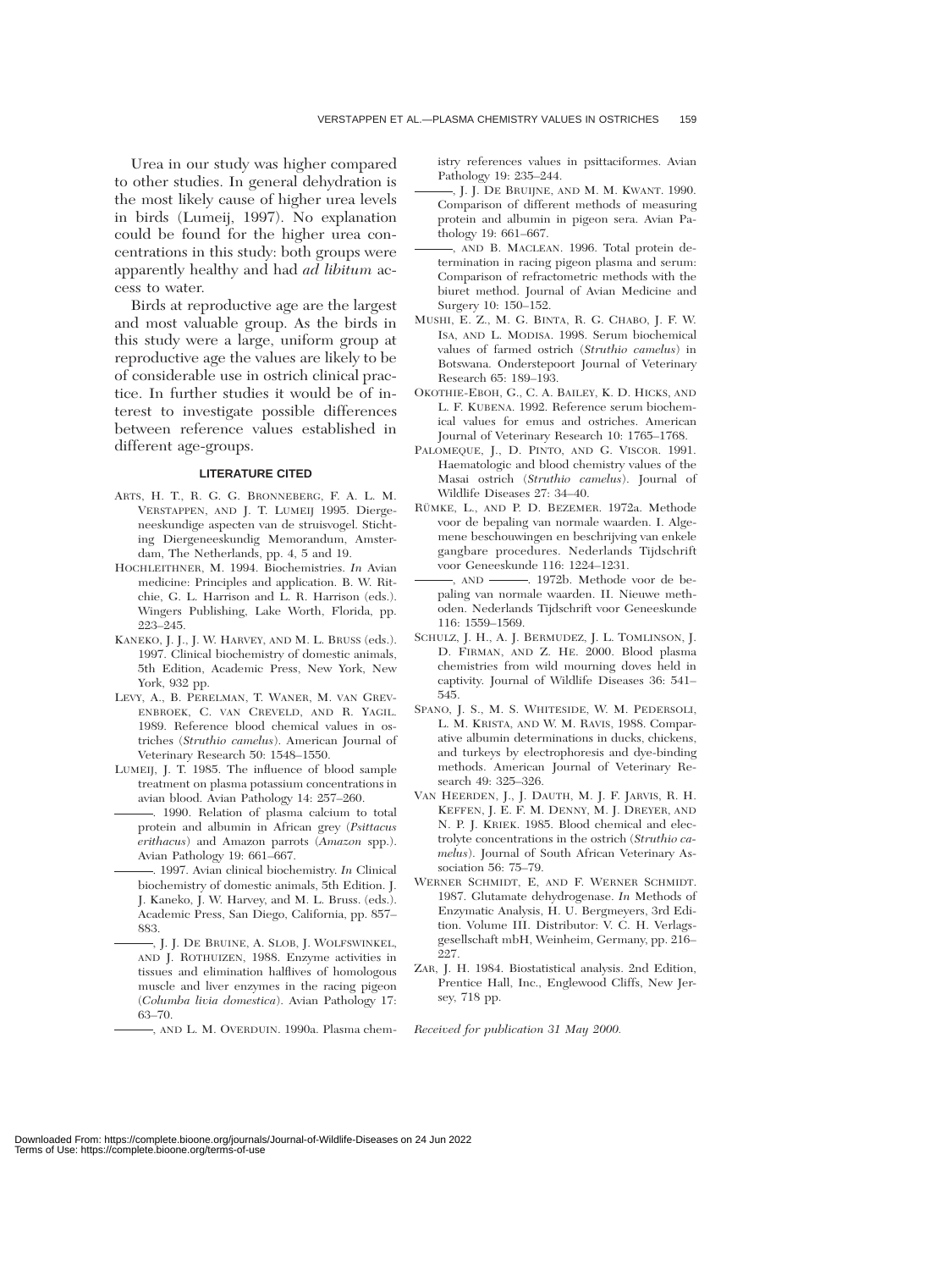Urea in our study was higher compared to other studies. In general dehydration is the most likely cause of higher urea levels in birds (Lumeij, 1997). No explanation could be found for the higher urea concentrations in this study: both groups were apparently healthy and had *ad libitum* access to water.

Birds at reproductive age are the largest and most valuable group. As the birds in this study were a large, uniform group at reproductive age the values are likely to be of considerable use in ostrich clinical practice. In further studies it would be of interest to investigate possible differences between reference values established in different age-groups.

## LITERATURE CITED

ARTS, H. T., R. G. G. BRONNEBERG, F. A. L. M. VERSTAPPEN, AND J. T. LUMEIJ 1995. Diergeneeskundige aspecten van de struisvogel. Stichting Diergeneeskundig Memorandum, Amsterdam, The Netherlands, pp. 4, 5 and 19.

HOCHLEITHNER, M. 1994. Biochemistries. *In* Avian medicine: Principles and application. B. W. Ritchie, G. L. Harrison and L. R. Harrison (eds.). Wingers Publishing, Lake Worth, Florida, pp. 223–245.

KANEKO, J. J., J. W. HARVEY, AND M. L. BRUSS (eds.). 1997. Clinical biochemistry of domestic animals, 5th Edition, Academic Press, New York, New York, 932 pp.

LEVY, A., B. PERELMAN, T. WANER, M. VAN GREVENBROEK, C. VAN CREVELD, AND R. YAGIL. 1989. Reference blood chemical values in ostriches (*Struthio camelus*). American Journal of Veterinary Research 50: 1548–1550.

LUMEIJ, J. T. 1985. The influence of blood sample treatment on plasma potassium concentrations in avian blood. Avian Pathology 14: 257–260.

———. 1990. Relation of plasma calcium to total protein and albumin in African grey (*Psittacus erithacus*) and Amazon parrots (*Amazon* spp.). Avian Pathology 19: 661–667.

———. 1997. Avian clinical biochemistry. *In* Clinical biochemistry of domestic animals, 5th Edition. J. J. Kaneko, J. W. Harvey, and M. L. Bruss. (eds.). Academic Press, San Diego, California, pp. 857–883.

———, J. J. DE BRUINE, A. SLOB, J. WOLFSWINKEL, AND J. ROTHUIZEN. 1988. Enzyme activities in tissues and elimination halflives of homologous muscle and liver enzymes in the racing pigeon (*Columba livia domestica*). Avian Pathology 17: 63–70.

———, AND L. M. OVERDUIN. 1990a. Plasma chemistry references values in psittaciformes. Avian Pathology 19: 235–244.

———, J. J. DE BRUIJNE, AND M. M. KWANT. 1990. Comparison of different methods of measuring protein and albumin in pigeon sera. Avian Pathology 19: 661–667.

———, AND B. MACLEAN. 1996. Total protein determination in racing pigeon plasma and serum: Comparison of refractometric methods with the biuret method. Journal of Avian Medicine and Surgery 10: 150–152.

MUSHI, E. Z., M. G. BINTA, R. G. CHABO, J. F. W. ISA, AND L. MODISA. 1998. Serum biochemical values of farmed ostrich (*Struthio camelus*) in Botswana. Onderstepoort Journal of Veterinary Research 65: 189–193.

OKOTHIE-EBOH, G., C. A. BAILEY, K. D. HICKS, AND L. F. KUBENA. 1992. Reference serum biochemical values for emus and ostriches. American Journal of Veterinary Research 10: 1765–1768.

PALOMEQUE, J., D. PINTO, AND G. VISCOR. 1991. Haematologic and blood chemistry values of the Masai ostrich (*Struthio camelus*). Journal of Wildlife Diseases 27: 34–40.

RÜMKE, L., AND P. D. BEZEMER. 1972a. Methode voor de bepaling van normale waarden. I. Algemene beschouwingen en beschrijving van enkele gangbare procedures. Nederlands Tijdschrift voor Geneeskunde 116: 1224–1231.

———, AND ———. 1972b. Methode voor de bepaling van normale waarden. II. Nieuwe methoden. Nederlands Tijdschrift voor Geneeskunde 116: 1559–1569.

SCHULZ, J. H., A. J. BERMUDEZ, J. L. TOMLINSON, J. D. FIRMAN, AND Z. HE. 2000. Blood plasma chemistries from wild mourning doves held in captivity. Journal of Wildlife Diseases 36: 541–545.

SPANO, J. S., M. S. WHITESIDE, W. M. PEDERSOLI, L. M. KRISTA, AND W. M. RAVIS, 1988. Comparative albumin determinations in ducks, chickens, and turkeys by electrophoresis and dye-binding methods. American Journal of Veterinary Research 49: 325–326.

VAN HEERDEN, J., J. DAUTH, M. J. F. JARVIS, R. H. KEFFEN, J. E. F. M. DENNY, M. J. DREYER, AND N. P. J. KRIEK. 1985. Blood chemical and electrolyte concentrations in the ostrich (*Struthio camelus*). Journal of South African Veterinary Association 56: 75–79.

WERNER SCHMIDT, E, AND F. WERNER SCHMIDT. 1987. Glutamate dehydrogenase. *In* Methods of Enzymatic Analysis, H. U. Bergmeyers, 3rd Edition. Volume III. Distributor: V. C. H. Verlagsgesellschaft mbH, Weinheim, Germany, pp. 216–227.

ZAR, J. H. 1984. Biostatistical analysis. 2nd Edition, Prentice Hall, Inc., Englewood Cliffs, New Jersey, 718 pp.

*Received for publication 31 May 2000.*